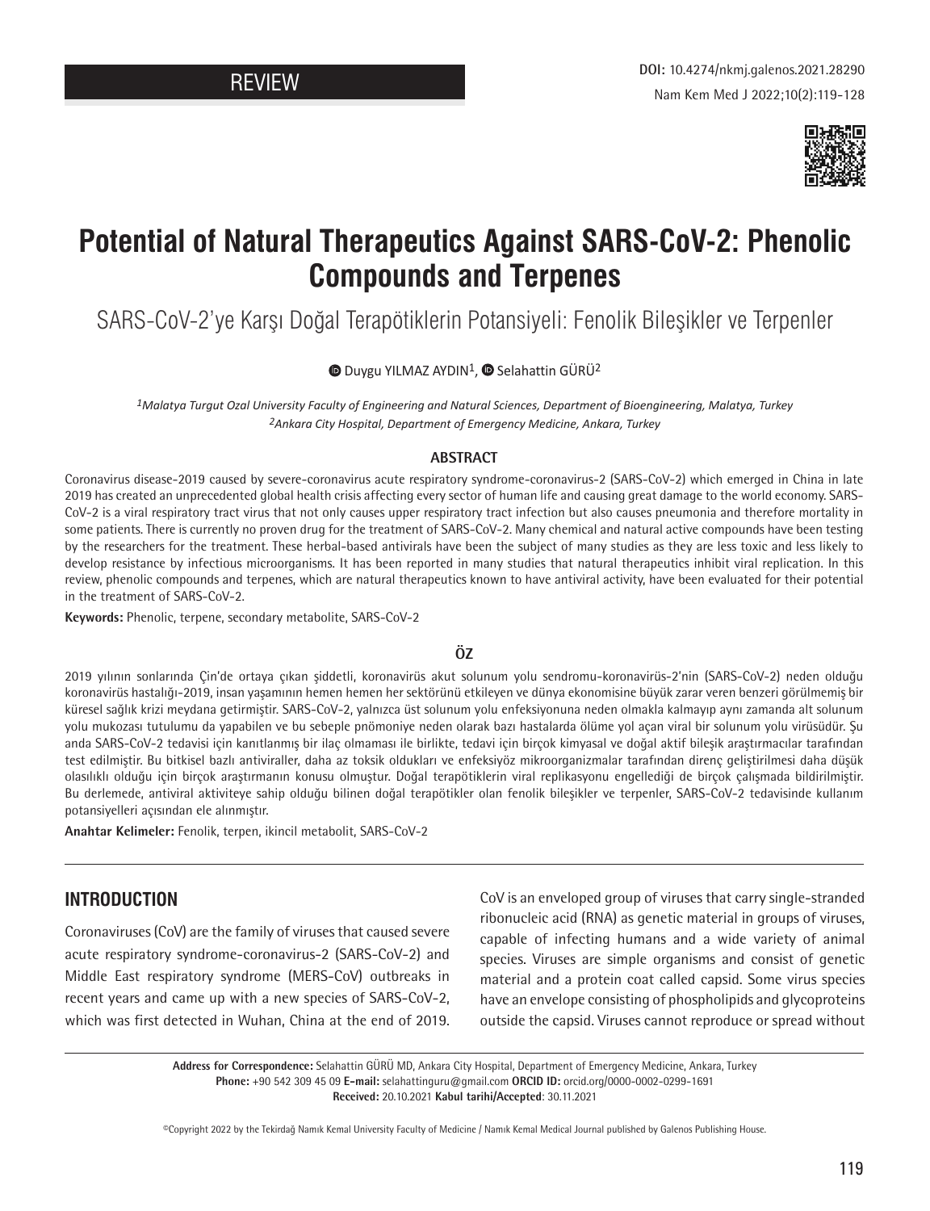REVIEW

DOI: 10.4274/nkmj.galenos.2021.28290

Nam Kem Med J 2022;10(2):119-128

# Potential of Natural Therapeutics Against SARS-CoV-2: Phenolic Compounds and Terpenes

## SARS-CoV-2'ye Karşı Doğal Terapötiklerin Potansiyeli: Fenolik Bileşikler ve Terpenler

Duygu YILMAZ AYDIN[1], Selahattin GÜRÜ[2]

*[1]Malatya Turgut Ozal University Faculty of Engineering and Natural Sciences, Department of Bioengineering, Malatya, Turkey*
*[2]Ankara City Hospital, Department of Emergency Medicine, Ankara, Turkey*

### ABSTRACT

Coronavirus disease-2019 caused by severe-coronavirus acute respiratory syndrome-coronavirus-2 (SARS-CoV-2) which emerged in China in late 2019 has created an unprecedented global health crisis affecting every sector of human life and causing great damage to the world economy. SARS-CoV-2 is a viral respiratory tract virus that not only causes upper respiratory tract infection but also causes pneumonia and therefore mortality in some patients. There is currently no proven drug for the treatment of SARS-CoV-2. Many chemical and natural active compounds have been testing by the researchers for the treatment. These herbal-based antivirals have been the subject of many studies as they are less toxic and less likely to develop resistance by infectious microorganisms. It has been reported in many studies that natural therapeutics inhibit viral replication. In this review, phenolic compounds and terpenes, which are natural therapeutics known to have antiviral activity, have been evaluated for their potential in the treatment of SARS-CoV-2.

**Keywords:** Phenolic, terpene, secondary metabolite, SARS-CoV-2

### ÖZ

2019 yılının sonlarında Çin'de ortaya çıkan şiddetli, koronavirüs akut solunum yolu sendromu-koronavirüs-2'nin (SARS-CoV-2) neden olduğu koronavirüs hastalığı-2019, insan yaşamının hemen hemen her sektörünü etkileyen ve dünya ekonomisine büyük zarar veren benzeri görülmemiş bir küresel sağlık krizi meydana getirmiştir. SARS-CoV-2, yalnızca üst solunum yolu enfeksiyonuna neden olmakla kalmayıp aynı zamanda alt solunum yolu mukozası tutulumu da yapabilen ve bu sebeple pnömoniye neden olarak bazı hastalarda ölüme yol açan viral bir solunum yolu virüsüdür. Şu anda SARS-CoV-2 tedavisi için kanıtlanmış bir ilaç olmaması ile birlikte, tedavi için birçok kimyasal ve doğal aktif bileşik araştırmacılar tarafından test edilmiştir. Bu bitkisel bazlı antiviraller, daha az toksik oldukları ve enfeksiyöz mikroorganizmalar tarafından direnç geliştirilmesi daha düşük olasılıklı olduğu için birçok araştırmanın konusu olmuştur. Doğal terapötiklerin viral replikasyonu engellediği de birçok çalışmada bildirilmiştir. Bu derlemede, antiviral aktiviteye sahip olduğu bilinen doğal terapötikler olan fenolik bileşikler ve terpenler, SARS-CoV-2 tedavisinde kullanım potansiyelleri açısından ele alınmıştır.

**Anahtar Kelimeler:** Fenolik, terpen, ikincil metabolit, SARS-CoV-2

## INTRODUCTION

Coronaviruses (CoV) are the family of viruses that caused severe acute respiratory syndrome-coronavirus-2 (SARS-CoV-2) and Middle East respiratory syndrome (MERS-CoV) outbreaks in recent years and came up with a new species of SARS-CoV-2, which was first detected in Wuhan, China at the end of 2019. CoV is an enveloped group of viruses that carry single-stranded ribonucleic acid (RNA) as genetic material in groups of viruses, capable of infecting humans and a wide variety of animal species. Viruses are simple organisms and consist of genetic material and a protein coat called capsid. Some virus species have an envelope consisting of phospholipids and glycoproteins outside the capsid. Viruses cannot reproduce or spread without

**Address for Correspondence:** Selahattin GÜRÜ MD, Ankara City Hospital, Department of Emergency Medicine, Ankara, Turkey
**Phone:** +90 542 309 45 09 **E-mail:** selahattinguru@gmail.com **ORCID ID:** orcid.org/0000-0002-0299-1691
**Received:** 20.10.2021 **Kabul tarihi/Accepted**: 30.11.2021

©Copyright 2022 by the Tekirdağ Namık Kemal University Faculty of Medicine / Namık Kemal Medical Journal published by Galenos Publishing House.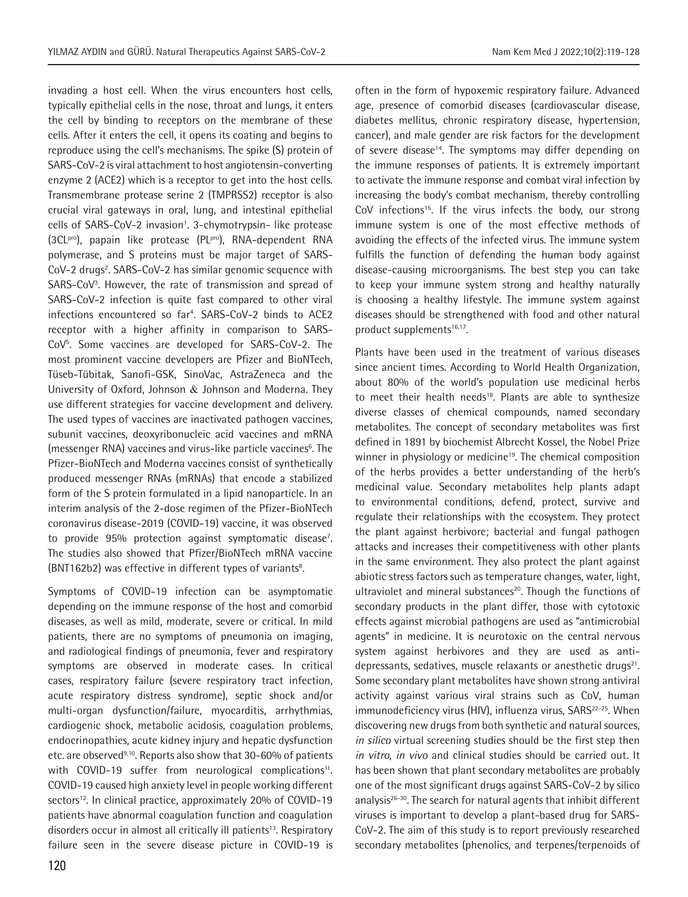invading a host cell. When the virus encounters host cells, typically epithelial cells in the nose, throat and lungs, it enters the cell by binding to receptors on the membrane of these cells. After it enters the cell, it opens its coating and begins to reproduce using the cell's mechanisms. The spike (S) protein of SARS-CoV-2 is viral attachment to host angiotensin-converting enzyme 2 (ACE2) which is a receptor to get into the host cells. Transmembrane protease serine 2 (TMPRSS2) receptor is also crucial viral gateways in oral, lung, and intestinal epithelial cells of SARS-CoV-2 invasion[1]. 3-chymotrypsin- like protease ($3CL^{pro}$), papain like protease ($PL^{pro}$), RNA-dependent RNA polymerase, and S proteins must be major target of SARS-CoV-2 drugs[2]. SARS-CoV-2 has similar genomic sequence with SARS-CoV[3]. However, the rate of transmission and spread of SARS-CoV-2 infection is quite fast compared to other viral infections encountered so far[4]. SARS-CoV-2 binds to ACE2 receptor with a higher affinity in comparison to SARS-CoV[5]. Some vaccines are developed for SARS-CoV-2. The most prominent vaccine developers are Pfizer and BioNTech, Tüseb-Tübitak, Sanofi-GSK, SinoVac, AstraZeneca and the University of Oxford, Johnson & Johnson and Moderna. They use different strategies for vaccine development and delivery. The used types of vaccines are inactivated pathogen vaccines, subunit vaccines, deoxyribonucleic acid vaccines and mRNA (messenger RNA) vaccines and virus-like particle vaccines[6]. The Pfizer-BioNTech and Moderna vaccines consist of synthetically produced messenger RNAs (mRNAs) that encode a stabilized form of the S protein formulated in a lipid nanoparticle. In an interim analysis of the 2-dose regimen of the Pfizer-BioNTech coronavirus disease-2019 (COVID-19) vaccine, it was observed to provide 95% protection against symptomatic disease[7]. The studies also showed that Pfizer/BioNTech mRNA vaccine (BNT162b2) was effective in different types of variants[8].

Symptoms of COVID-19 infection can be asymptomatic depending on the immune response of the host and comorbid diseases, as well as mild, moderate, severe or critical. In mild patients, there are no symptoms of pneumonia on imaging, and radiological findings of pneumonia, fever and respiratory symptoms are observed in moderate cases. In critical cases, respiratory failure (severe respiratory tract infection, acute respiratory distress syndrome), septic shock and/or multi-organ dysfunction/failure, myocarditis, arrhythmias, cardiogenic shock, metabolic acidosis, coagulation problems, endocrinopathies, acute kidney injury and hepatic dysfunction etc. are observed[9,10]. Reports also show that 30-60% of patients with COVID-19 suffer from neurological complications[11]. COVID-19 caused high anxiety level in people working different sectors[12]. In clinical practice, approximately 20% of COVID-19 patients have abnormal coagulation function and coagulation disorders occur in almost all critically ill patients[13]. Respiratory failure seen in the severe disease picture in COVID-19 is often in the form of hypoxemic respiratory failure. Advanced age, presence of comorbid diseases (cardiovascular disease, diabetes mellitus, chronic respiratory disease, hypertension, cancer), and male gender are risk factors for the development of severe disease[14]. The symptoms may differ depending on the immune responses of patients. It is extremely important to activate the immune response and combat viral infection by increasing the body's combat mechanism, thereby controlling CoV infections[15]. If the virus infects the body, our strong immune system is one of the most effective methods of avoiding the effects of the infected virus. The immune system fulfills the function of defending the human body against disease-causing microorganisms. The best step you can take to keep your immune system strong and healthy naturally is choosing a healthy lifestyle. The immune system against diseases should be strengthened with food and other natural product supplements[16,17].

Plants have been used in the treatment of various diseases since ancient times. According to World Health Organization, about 80% of the world's population use medicinal herbs to meet their health needs[18]. Plants are able to synthesize diverse classes of chemical compounds, named secondary metabolites. The concept of secondary metabolites was first defined in 1891 by biochemist Albrecht Kossel, the Nobel Prize winner in physiology or medicine[19]. The chemical composition of the herbs provides a better understanding of the herb's medicinal value. Secondary metabolites help plants adapt to environmental conditions, defend, protect, survive and regulate their relationships with the ecosystem. They protect the plant against herbivore; bacterial and fungal pathogen attacks and increases their competitiveness with other plants in the same environment. They also protect the plant against abiotic stress factors such as temperature changes, water, light, ultraviolet and mineral substances[20]. Though the functions of secondary products in the plant differ, those with cytotoxic effects against microbial pathogens are used as "antimicrobial agents" in medicine. It is neurotoxic on the central nervous system against herbivores and they are used as anti-depressants, sedatives, muscle relaxants or anesthetic drugs[21]. Some secondary plant metabolites have shown strong antiviral activity against various viral strains such as CoV, human immunodeficiency virus (HIV), influenza virus, SARS[22-25]. When discovering new drugs from both synthetic and natural sources, *in silico* virtual screening studies should be the first step then *in vitro, in vivo* and clinical studies should be carried out. It has been shown that plant secondary metabolites are probably one of the most significant drugs against SARS-CoV-2 by silico analysis[26-30]. The search for natural agents that inhibit different viruses is important to develop a plant-based drug for SARS-CoV-2. The aim of this study is to report previously researched secondary metabolites (phenolics, and terpenes/terpenoids of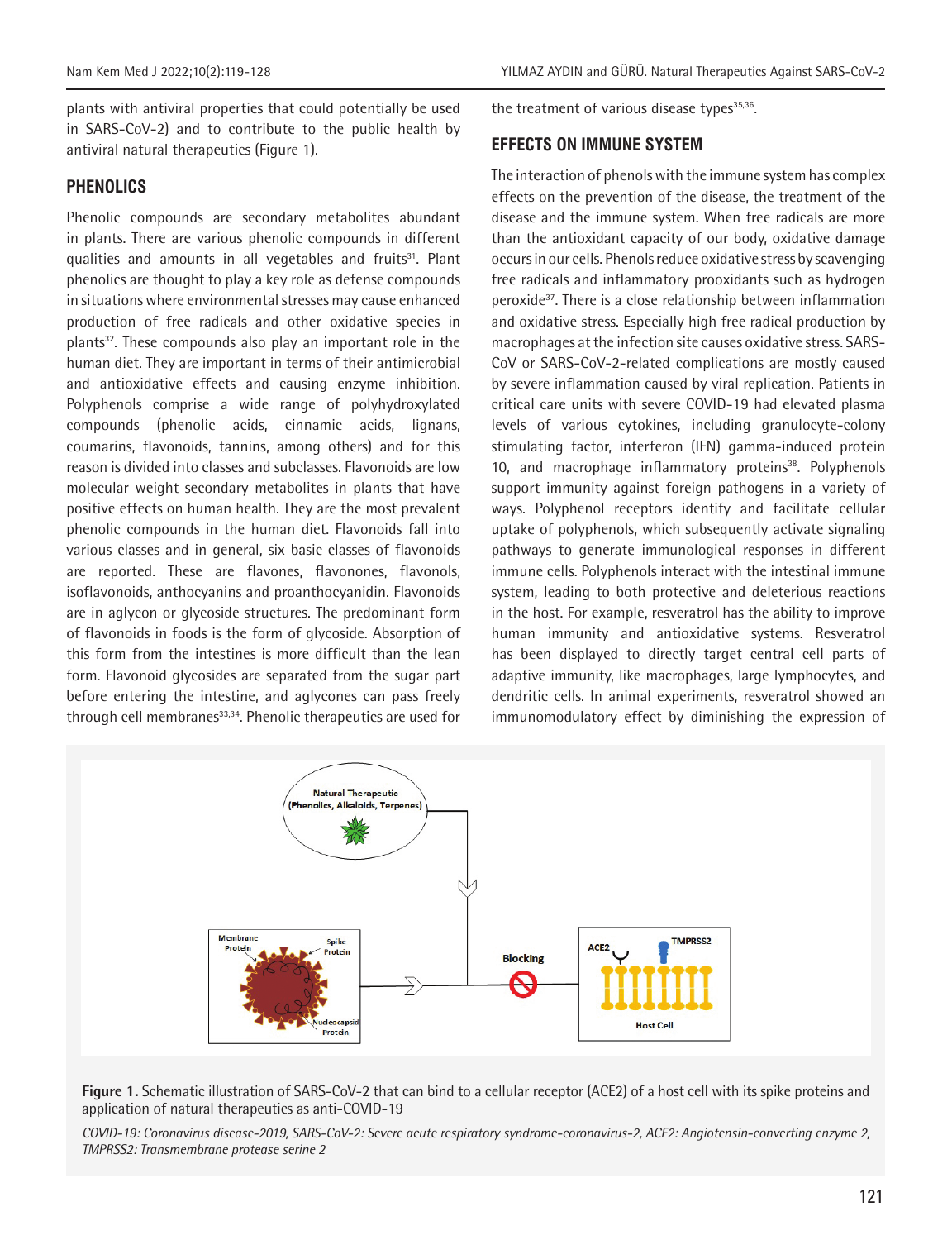plants with antiviral properties that could potentially be used in SARS-CoV-2) and to contribute to the public health by antiviral natural therapeutics (Figure 1).

## PHENOLICS

Phenolic compounds are secondary metabolites abundant in plants. There are various phenolic compounds in different qualities and amounts in all vegetables and fruits[31]. Plant phenolics are thought to play a key role as defense compounds in situations where environmental stresses may cause enhanced production of free radicals and other oxidative species in plants[32]. These compounds also play an important role in the human diet. They are important in terms of their antimicrobial and antioxidative effects and causing enzyme inhibition. Polyphenols comprise a wide range of polyhydroxylated compounds (phenolic acids, cinnamic acids, lignans, coumarins, flavonoids, tannins, among others) and for this reason is divided into classes and subclasses. Flavonoids are low molecular weight secondary metabolites in plants that have positive effects on human health. They are the most prevalent phenolic compounds in the human diet. Flavonoids fall into various classes and in general, six basic classes of flavonoids are reported. These are flavones, flavonones, flavonols, isoflavonoids, anthocyanins and proanthocyanidin. Flavonoids are in aglycon or glycoside structures. The predominant form of flavonoids in foods is the form of glycoside. Absorption of this form from the intestines is more difficult than the lean form. Flavonoid glycosides are separated from the sugar part before entering the intestine, and aglycones can pass freely through cell membranes[33,34]. Phenolic therapeutics are used for the treatment of various disease types[35,36].

## EFFECTS ON IMMUNE SYSTEM

The interaction of phenols with the immune system has complex effects on the prevention of the disease, the treatment of the disease and the immune system. When free radicals are more than the antioxidant capacity of our body, oxidative damage occurs in our cells. Phenols reduce oxidative stress by scavenging free radicals and inflammatory prooxidants such as hydrogen peroxide[37]. There is a close relationship between inflammation and oxidative stress. Especially high free radical production by macrophages at the infection site causes oxidative stress. SARS-CoV or SARS-CoV-2-related complications are mostly caused by severe inflammation caused by viral replication. Patients in critical care units with severe COVID-19 had elevated plasma levels of various cytokines, including granulocyte-colony stimulating factor, interferon (IFN) gamma-induced protein 10, and macrophage inflammatory proteins[38]. Polyphenols support immunity against foreign pathogens in a variety of ways. Polyphenol receptors identify and facilitate cellular uptake of polyphenols, which subsequently activate signaling pathways to generate immunological responses in different immune cells. Polyphenols interact with the intestinal immune system, leading to both protective and deleterious reactions in the host. For example, resveratrol has the ability to improve human immunity and antioxidative systems. Resveratrol has been displayed to directly target central cell parts of adaptive immunity, like macrophages, large lymphocytes, and dendritic cells. In animal experiments, resveratrol showed an immunomodulatory effect by diminishing the expression of

**Figure 1.** Schematic illustration of SARS-CoV-2 that can bind to a cellular receptor (ACE2) of a host cell with its spike proteins and application of natural therapeutics as anti-COVID-19

*COVID-19: Coronavirus disease-2019, SARS-CoV-2: Severe acute respiratory syndrome-coronavirus-2, ACE2: Angiotensin-converting enzyme 2, TMPRSS2: Transmembrane protease serine 2*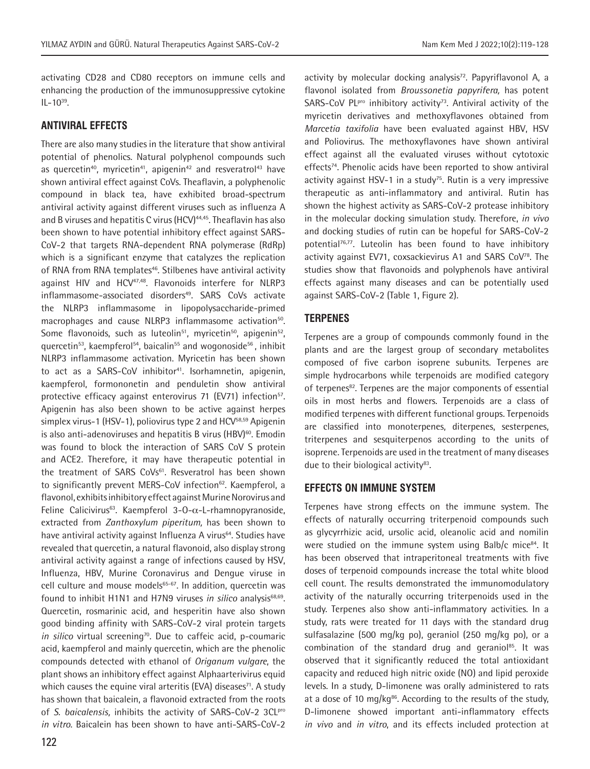activating CD28 and CD80 receptors on immune cells and enhancing the production of the immunosuppressive cytokine IL-10[39].

## ANTIVIRAL EFFECTS

There are also many studies in the literature that show antiviral potential of phenolics. Natural polyphenol compounds such as quercetin[40], myricetin[41], apigenin[42] and resveratrol[43] have shown antiviral effect against CoVs. Theaflavin, a polyphenolic compound in black tea, have exhibited broad-spectrum antiviral activity against different viruses such as influenza A and B viruses and hepatitis C virus (HCV)[44,45]. Theaflavin has also been shown to have potential inhibitory effect against SARS-CoV-2 that targets RNA-dependent RNA polymerase (RdRp) which is a significant enzyme that catalyzes the replication of RNA from RNA templates[46]. Stilbenes have antiviral activity against HIV and HCV[47,48]. Flavonoids interfere for NLRP3 inflammasome-associated disorders[49]. SARS CoVs activate the NLRP3 inflammasome in lipopolysaccharide-primed macrophages and cause NLRP3 inflammasome activation[50]. Some flavonoids, such as luteolin[51], myricetin[50], apigenin[52], quercetin[53], kaempferol[54], baicalin[55] and wogonoside[56], inhibit NLRP3 inflammasome activation. Myricetin has been shown to act as a SARS-CoV inhibitor[41]. Isorhamnetin, apigenin, kaempferol, formononetin and penduletin show antiviral protective efficacy against enterovirus 71 (EV71) infection[57]. Apigenin has also been shown to be active against herpes simplex virus-1 (HSV-1), poliovirus type 2 and HCV[58,59] Apigenin is also anti-adenoviruses and hepatitis B virus (HBV)[60]. Emodin was found to block the interaction of SARS CoV S protein and ACE2. Therefore, it may have therapeutic potential in the treatment of SARS CoVs[61]. Resveratrol has been shown to significantly prevent MERS-CoV infection[62]. Kaempferol, a flavonol, exhibits inhibitory effect against Murine Norovirus and Feline Calicivirus[63]. Kaempferol 3-O-α-L-rhamnopyranoside, extracted from *Zanthoxylum piperitum,* has been shown to have antiviral activity against Influenza A virus[64]. Studies have revealed that quercetin, a natural flavonoid, also display strong antiviral activity against a range of infections caused by HSV, Influenza, HBV, Murine Coronavirus and Dengue viruse in cell culture and mouse models[65-67]. In addition, quercetin was found to inhibit H1N1 and H7N9 viruses *in silico* analysis[68,69]. Quercetin, rosmarinic acid, and hesperitin have also shown good binding affinity with SARS-CoV-2 viral protein targets *in silico* virtual screening[70]. Due to caffeic acid, p-coumaric acid, kaempferol and mainly quercetin, which are the phenolic compounds detected with ethanol of *Origanum vulgare*, the plant shows an inhibitory effect against Alphaarterivirus equid which causes the equine viral arteritis (EVA) diseases[71]. A study has shown that baicalein, a flavonoid extracted from the roots of *S. baicalensis,* inhibits the activity of SARS-CoV-2 3CL$^{pro}$ *in vitro*. Baicalein has been shown to have anti-SARS-CoV-2 activity by molecular docking analysis[72]. Papyriflavonol A, a flavonol isolated from *Broussonetia papyrifera,* has potent SARS-CoV PL$^{pro}$ inhibitory activity[73]. Antiviral activity of the myricetin derivatives and methoxyflavones obtained from *Marcetia taxifolia* have been evaluated against HBV, HSV and Poliovirus. The methoxyflavones have shown antiviral effect against all the evaluated viruses without cytotoxic effects[74]. Phenolic acids have been reported to show antiviral activity against HSV-1 in a study[75]. Rutin is a very impressive therapeutic as anti-inflammatory and antiviral. Rutin has shown the highest activity as SARS-CoV-2 protease inhibitory in the molecular docking simulation study. Therefore, *in vivo* and docking studies of rutin can be hopeful for SARS-CoV-2 potential[76,77]. Luteolin has been found to have inhibitory activity against EV71, coxsackievirus A1 and SARS CoV[78]. The studies show that flavonoids and polyphenols have antiviral effects against many diseases and can be potentially used against SARS-CoV-2 (Table 1, Figure 2).

## TERPENES

Terpenes are a group of compounds commonly found in the plants and are the largest group of secondary metabolites composed of five carbon isoprene subunits. Terpenes are simple hydrocarbons while terpenoids are modified category of terpenes[82]. Terpenes are the major components of essential oils in most herbs and flowers. Terpenoids are a class of modified terpenes with different functional groups. Terpenoids are classified into monoterpenes, diterpenes, sesterpenes, triterpenes and sesquiterpenos according to the units of isoprene. Terpenoids are used in the treatment of many diseases due to their biological activity[83].

## EFFECTS ON IMMUNE SYSTEM

Terpenes have strong effects on the immune system. The effects of naturally occurring triterpenoid compounds such as glycyrrhizic acid, ursolic acid, oleanolic acid and nomilin were studied on the immune system using Balb/c mice[84]. It has been observed that intraperitoneal treatments with five doses of terpenoid compounds increase the total white blood cell count. The results demonstrated the immunomodulatory activity of the naturally occurring triterpenoids used in the study. Terpenes also show anti-inflammatory activities. In a study, rats were treated for 11 days with the standard drug sulfasalazine (500 mg/kg po), geraniol (250 mg/kg po), or a combination of the standard drug and geraniol[85]. It was observed that it significantly reduced the total antioxidant capacity and reduced high nitric oxide (NO) and lipid peroxide levels. In a study, D-limonene was orally administered to rats at a dose of 10 mg/kg[86]. According to the results of the study, D-limonene showed important anti-inflammatory effects *in vivo* and *in vitro*, and its effects included protection at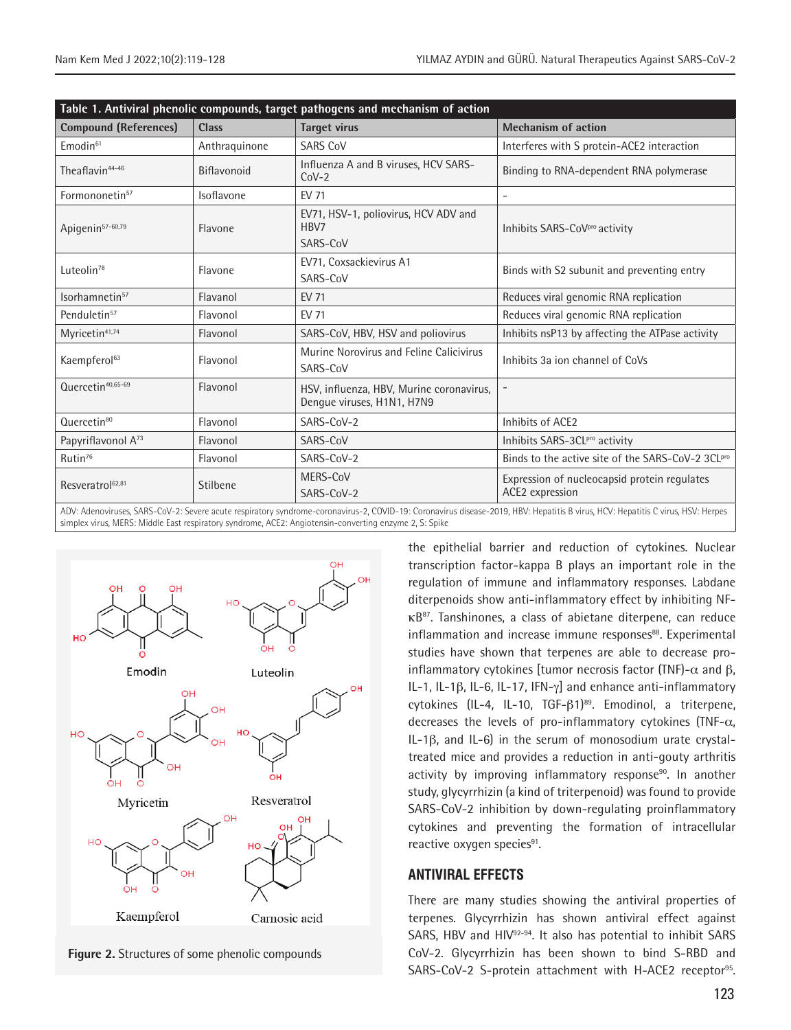| Table 1. Antiviral phenolic compounds, target pathogens and mechanism of action | | | |
|---|---|---|---|
| **Compound (References)** | **Class** | **Target virus** | **Mechanism of action** |
| Emodin[61] | Anthraquinone | SARS CoV | Interferes with S protein-ACE2 interaction |
| Theaflavin[44-46] | Biflavonoid | Influenza A and B viruses, HCV SARS-CoV-2 | Binding to RNA-dependent RNA polymerase |
| Formononetin[57] | Isoflavone | EV 71 | - |
| Apigenin[57-60,79] | Flavone | EV71, HSV-1, poliovirus, HCV ADV and HBV7 SARS-CoV | Inhibits SARS-CoV[pro] activity |
| Luteolin[78] | Flavone | EV71, Coxsackievirus A1 SARS-CoV | Binds with S2 subunit and preventing entry |
| Isorhamnetin[57] | Flavanol | EV 71 | Reduces viral genomic RNA replication |
| Penduletin[57] | Flavonol | EV 71 | Reduces viral genomic RNA replication |
| Myricetin[41,74] | Flavonol | SARS-CoV, HBV, HSV and poliovirus | Inhibits nsP13 by affecting the ATPase activity |
| Kaempferol[63] | Flavonol | Murine Norovirus and Feline Calicivirus SARS-CoV | Inhibits 3a ion channel of CoVs |
| Quercetin[40,65-69] | Flavonol | HSV, influenza, HBV, Murine coronavirus, Dengue viruses, H1N1, H7N9 | - |
| Quercetin[80] | Flavonol | SARS-CoV-2 | Inhibits of ACE2 |
| Papyriflavonol A[73] | Flavonol | SARS-CoV | Inhibits SARS-3CL[pro] activity |
| Rutin[76] | Flavonol | SARS-CoV-2 | Binds to the active site of the SARS-CoV-2 3CL[pro] |
| Resveratrol[62,81] | Stilbene | MERS-CoV SARS-CoV-2 | Expression of nucleocapsid protein regulates ACE2 expression |

ADV: Adenoviruses, SARS-CoV-2: Severe acute respiratory syndrome-coronavirus-2, COVID-19: Coronavirus disease-2019, HBV: Hepatitis B virus, HCV: Hepatitis C virus, HSV: Herpes simplex virus, MERS: Middle East respiratory syndrome, ACE2: Angiotensin-converting enzyme 2, S: Spike

**Figure 2.** Structures of some phenolic compounds

the epithelial barrier and reduction of cytokines. Nuclear transcription factor-kappa B plays an important role in the regulation of immune and inflammatory responses. Labdane diterpenoids show anti-inflammatory effect by inhibiting NF-κB[87]. Tanshinones, a class of abietane diterpene, can reduce inflammation and increase immune responses[88]. Experimental studies have shown that terpenes are able to decrease pro-inflammatory cytokines [tumor necrosis factor (TNF)-$\alpha$ and $\beta$, IL-1, IL-1$\beta$, IL-6, IL-17, IFN-$\gamma$] and enhance anti-inflammatory cytokines (IL-4, IL-10, TGF-$\beta$1)[89]. Emodinol, a triterpene, decreases the levels of pro-inflammatory cytokines (TNF-$\alpha$, IL-1$\beta$, and IL-6) in the serum of monosodium urate crystal-treated mice and provides a reduction in anti-gouty arthritis activity by improving inflammatory response[90]. In another study, glycyrrhizin (a kind of triterpenoid) was found to provide SARS-CoV-2 inhibition by down-regulating proinflammatory cytokines and preventing the formation of intracellular reactive oxygen species[91].

## ANTIVIRAL EFFECTS

There are many studies showing the antiviral properties of terpenes. Glycyrrhizin has shown antiviral effect against SARS, HBV and HIV[92-94]. It also has potential to inhibit SARS CoV-2. Glycyrrhizin has been shown to bind S-RBD and SARS-CoV-2 S-protein attachment with H-ACE2 receptor[95].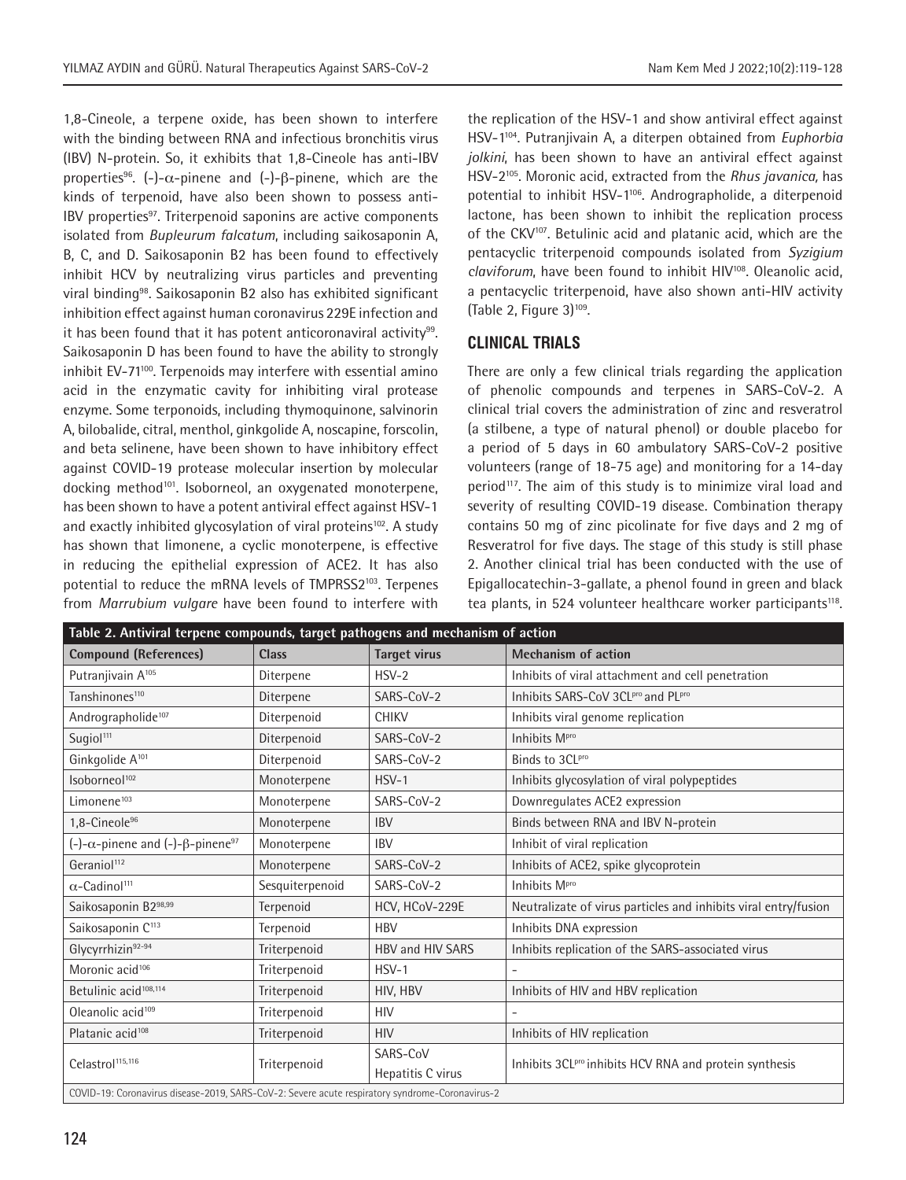1,8-Cineole, a terpene oxide, has been shown to interfere with the binding between RNA and infectious bronchitis virus (IBV) N-protein. So, it exhibits that 1,8-Cineole has anti-IBV properties[96]. (-)-$\alpha$-pinene and (-)-$\beta$-pinene, which are the kinds of terpenoid, have also been shown to possess anti-IBV properties[97]. Triterpenoid saponins are active components isolated from *Bupleurum falcatum*, including saikosaponin A, B, C, and D. Saikosaponin B2 has been found to effectively inhibit HCV by neutralizing virus particles and preventing viral binding[98]. Saikosaponin B2 also has exhibited significant inhibition effect against human coronavirus 229E infection and it has been found that it has potent anticoronaviral activity[99]. Saikosaponin D has been found to have the ability to strongly inhibit EV-71[100]. Terpenoids may interfere with essential amino acid in the enzymatic cavity for inhibiting viral protease enzyme. Some terponoids, including thymoquinone, salvinorin A, bilobalide, citral, menthol, ginkgolide A, noscapine, forscolin, and beta selinene, have been shown to have inhibitory effect against COVID-19 protease molecular insertion by molecular docking method[101]. Isoborneol, an oxygenated monoterpene, has been shown to have a potent antiviral effect against HSV-1 and exactly inhibited glycosylation of viral proteins[102]. A study has shown that limonene, a cyclic monoterpene, is effective in reducing the epithelial expression of ACE2. It has also potential to reduce the mRNA levels of TMPRSS2[103]. Terpenes from *Marrubium vulgare* have been found to interfere with the replication of the HSV-1 and show antiviral effect against HSV-1[104]. Putranjivain A, a diterpen obtained from *Euphorbia jolkini*, has been shown to have an antiviral effect against HSV-2[105]. Moronic acid, extracted from the *Rhus javanica,* has potential to inhibit HSV-1[106]. Andrographolide, a diterpenoid lactone, has been shown to inhibit the replication process of the CKV[107]. Betulinic acid and platanic acid, which are the pentacyclic triterpenoid compounds isolated from *Syzigium claviforum*, have been found to inhibit HIV[108]. Oleanolic acid, a pentacyclic triterpenoid, have also shown anti-HIV activity (Table 2, Figure 3)[109].

## CLINICAL TRIALS

There are only a few clinical trials regarding the application of phenolic compounds and terpenes in SARS-CoV-2. A clinical trial covers the administration of zinc and resveratrol (a stilbene, a type of natural phenol) or double placebo for a period of 5 days in 60 ambulatory SARS-CoV-2 positive volunteers (range of 18-75 age) and monitoring for a 14-day period[117]. The aim of this study is to minimize viral load and severity of resulting COVID-19 disease. Combination therapy contains 50 mg of zinc picolinate for five days and 2 mg of Resveratrol for five days. The stage of this study is still phase 2. Another clinical trial has been conducted with the use of Epigallocatechin-3-gallate, a phenol found in green and black tea plants, in 524 volunteer healthcare worker participants[118].

**Table 2. Antiviral terpene compounds, target pathogens and mechanism of action**

| Compound (References) | Class | Target virus | Mechanism of action |
|---|---|---|---|
| Putranjivain A[105] | Diterpene | HSV-2 | Inhibits of viral attachment and cell penetration |
| Tanshinones[110] | Diterpene | SARS-CoV-2 | Inhibits SARS-CoV 3CL$^{pro}$ and PL$^{pro}$ |
| Andrographolide[107] | Diterpenoid | CHIKV | Inhibits viral genome replication |
| Sugiol[111] | Diterpenoid | SARS-CoV-2 | Inhibits M$^{pro}$ |
| Ginkgolide A[101] | Diterpenoid | SARS-CoV-2 | Binds to 3CL$^{pro}$ |
| Isoborneol[102] | Monoterpene | HSV-1 | Inhibits glycosylation of viral polypeptides |
| Limonene[103] | Monoterpene | SARS-CoV-2 | Downregulates ACE2 expression |
| 1,8-Cineole[96] | Monoterpene | IBV | Binds between RNA and IBV N-protein |
| (-)-$\alpha$-pinene and (-)-$\beta$-pinene[97] | Monoterpene | IBV | Inhibit of viral replication |
| Geraniol[112] | Monoterpene | SARS-CoV-2 | Inhibits of ACE2, spike glycoprotein |
| $\alpha$-Cadinol[111] | Sesquiterpenoid | SARS-CoV-2 | Inhibits M$^{pro}$ |
| Saikosaponin B2[98,99] | Terpenoid | HCV, HCoV-229E | Neutralizate of virus particles and inhibits viral entry/fusion |
| Saikosaponin C[113] | Terpenoid | HBV | Inhibits DNA expression |
| Glycyrrhizin[92-94] | Triterpenoid | HBV and HIV SARS | Inhibits replication of the SARS-associated virus |
| Moronic acid[106] | Triterpenoid | HSV-1 | - |
| Betulinic acid[108,114] | Triterpenoid | HIV, HBV | Inhibits of HIV and HBV replication |
| Oleanolic acid[109] | Triterpenoid | HIV | - |
| Platanic acid[108] | Triterpenoid | HIV | Inhibits of HIV replication |
| Celastrol[115,116] | Triterpenoid | SARS-CoV Hepatitis C virus | Inhibits 3CL$^{pro}$ inhibits HCV RNA and protein synthesis |

COVID-19: Coronavirus disease-2019, SARS-CoV-2: Severe acute respiratory syndrome-Coronavirus-2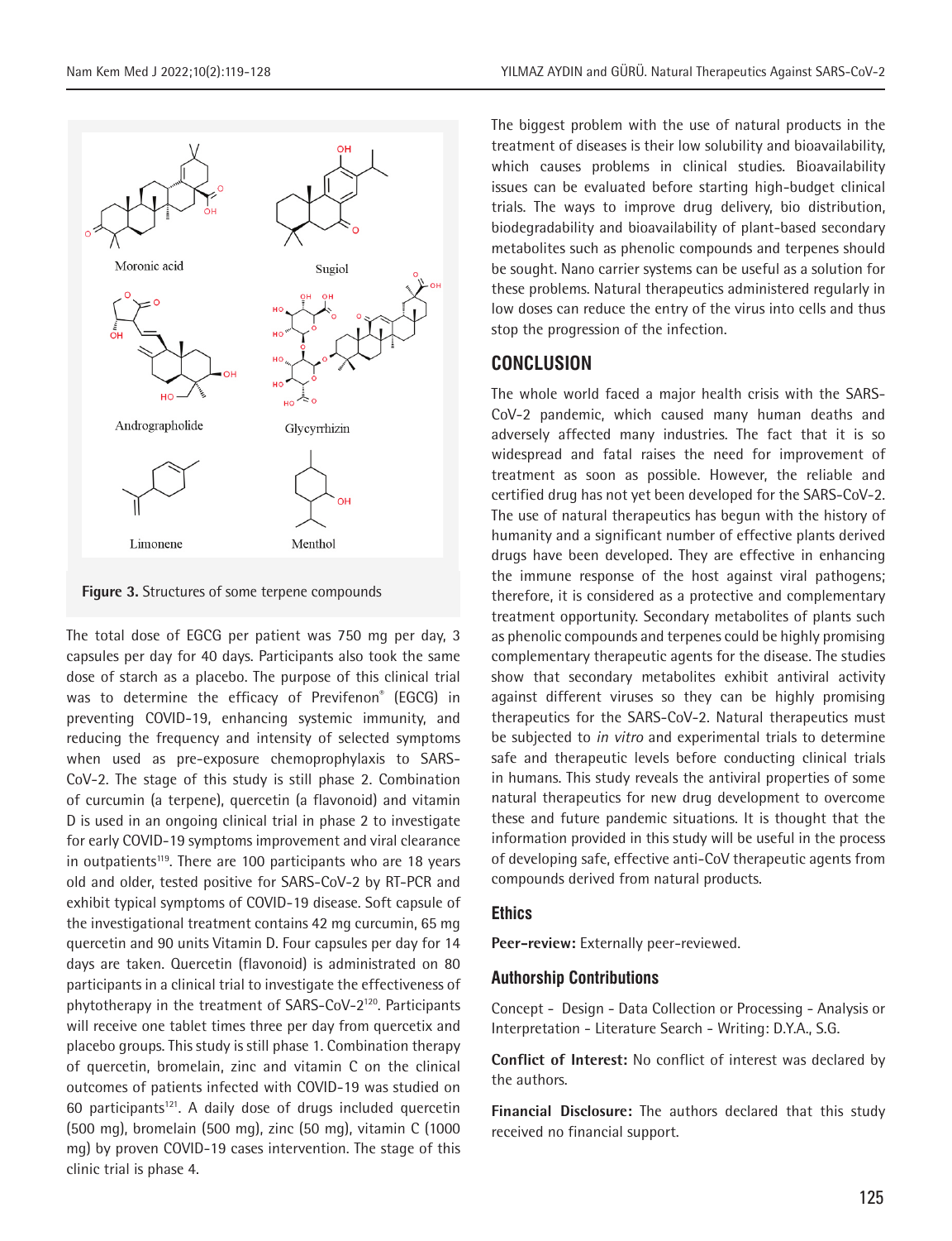Figure 3. Structures of some terpene compounds

The total dose of EGCG per patient was 750 mg per day, 3 capsules per day for 40 days. Participants also took the same dose of starch as a placebo. The purpose of this clinical trial was to determine the efficacy of Previfenon® (EGCG) in preventing COVID-19, enhancing systemic immunity, and reducing the frequency and intensity of selected symptoms when used as pre-exposure chemoprophylaxis to SARS-CoV-2. The stage of this study is still phase 2. Combination of curcumin (a terpene), quercetin (a flavonoid) and vitamin D is used in an ongoing clinical trial in phase 2 to investigate for early COVID-19 symptoms improvement and viral clearance in outpatients[119]. There are 100 participants who are 18 years old and older, tested positive for SARS-CoV-2 by RT-PCR and exhibit typical symptoms of COVID-19 disease. Soft capsule of the investigational treatment contains 42 mg curcumin, 65 mg quercetin and 90 units Vitamin D. Four capsules per day for 14 days are taken. Quercetin (flavonoid) is administrated on 80 participants in a clinical trial to investigate the effectiveness of phytotherapy in the treatment of SARS-CoV-2[120]. Participants will receive one tablet times three per day from quercetix and placebo groups. This study is still phase 1. Combination therapy of quercetin, bromelain, zinc and vitamin C on the clinical outcomes of patients infected with COVID-19 was studied on 60 participants[121]. A daily dose of drugs included quercetin (500 mg), bromelain (500 mg), zinc (50 mg), vitamin C (1000 mg) by proven COVID-19 cases intervention. The stage of this clinic trial is phase 4.

The biggest problem with the use of natural products in the treatment of diseases is their low solubility and bioavailability, which causes problems in clinical studies. Bioavailability issues can be evaluated before starting high-budget clinical trials. The ways to improve drug delivery, bio distribution, biodegradability and bioavailability of plant-based secondary metabolites such as phenolic compounds and terpenes should be sought. Nano carrier systems can be useful as a solution for these problems. Natural therapeutics administered regularly in low doses can reduce the entry of the virus into cells and thus stop the progression of the infection.

## CONCLUSION

The whole world faced a major health crisis with the SARS-CoV-2 pandemic, which caused many human deaths and adversely affected many industries. The fact that it is so widespread and fatal raises the need for improvement of treatment as soon as possible. However, the reliable and certified drug has not yet been developed for the SARS-CoV-2. The use of natural therapeutics has begun with the history of humanity and a significant number of effective plants derived drugs have been developed. They are effective in enhancing the immune response of the host against viral pathogens; therefore, it is considered as a protective and complementary treatment opportunity. Secondary metabolites of plants such as phenolic compounds and terpenes could be highly promising complementary therapeutic agents for the disease. The studies show that secondary metabolites exhibit antiviral activity against different viruses so they can be highly promising therapeutics for the SARS-CoV-2. Natural therapeutics must be subjected to *in vitro* and experimental trials to determine safe and therapeutic levels before conducting clinical trials in humans. This study reveals the antiviral properties of some natural therapeutics for new drug development to overcome these and future pandemic situations. It is thought that the information provided in this study will be useful in the process of developing safe, effective anti-CoV therapeutic agents from compounds derived from natural products.

### Ethics

**Peer-review:** Externally peer-reviewed.

### Authorship Contributions

Concept - Design - Data Collection or Processing - Analysis or Interpretation - Literature Search - Writing: D.Y.A., S.G.

**Conflict of Interest:** No conflict of interest was declared by the authors.

**Financial Disclosure:** The authors declared that this study received no financial support.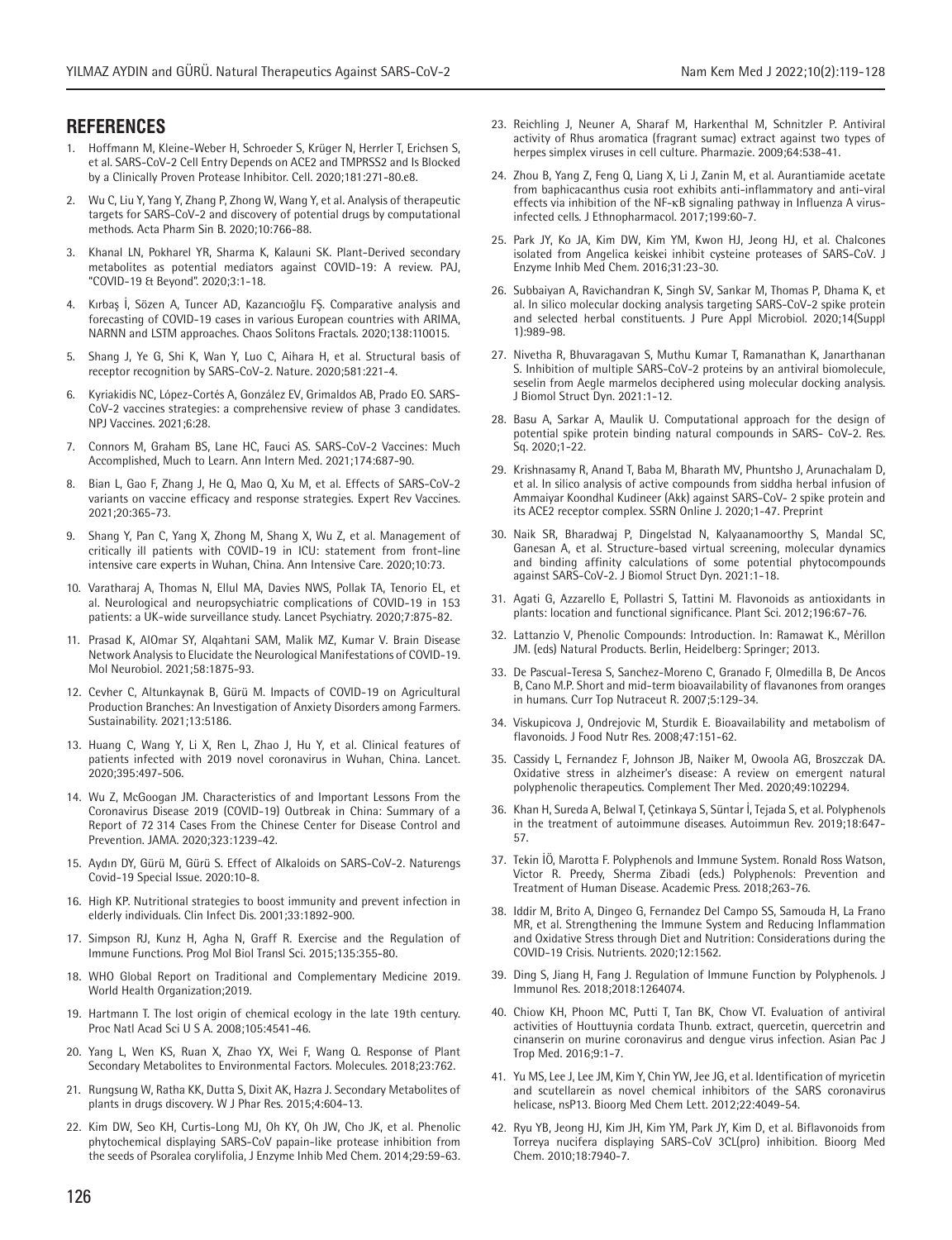## REFERENCES

1. Hoffmann M, Kleine-Weber H, Schroeder S, Krüger N, Herrler T, Erichsen S, et al. SARS-CoV-2 Cell Entry Depends on ACE2 and TMPRSS2 and Is Blocked by a Clinically Proven Protease Inhibitor. Cell. 2020;181:271-80.e8.
2. Wu C, Liu Y, Yang Y, Zhang P, Zhong W, Wang Y, et al. Analysis of therapeutic targets for SARS-CoV-2 and discovery of potential drugs by computational methods. Acta Pharm Sin B. 2020;10:766-88.
3. Khanal LN, Pokharel YR, Sharma K, Kalauni SK. Plant-Derived secondary metabolites as potential mediators against COVID-19: A review. PAJ, "COVID-19 & Beyond". 2020;3:1-18.
4. Kırbaş İ, Sözen A, Tuncer AD, Kazancıoğlu FŞ. Comparative analysis and forecasting of COVID-19 cases in various European countries with ARIMA, NARNN and LSTM approaches. Chaos Solitons Fractals. 2020;138:110015.
5. Shang J, Ye G, Shi K, Wan Y, Luo C, Aihara H, et al. Structural basis of receptor recognition by SARS-CoV-2. Nature. 2020;581:221-4.
6. Kyriakidis NC, López-Cortés A, González EV, Grimaldos AB, Prado EO. SARS-CoV-2 vaccines strategies: a comprehensive review of phase 3 candidates. NPJ Vaccines. 2021;6:28.
7. Connors M, Graham BS, Lane HC, Fauci AS. SARS-CoV-2 Vaccines: Much Accomplished, Much to Learn. Ann Intern Med. 2021;174:687-90.
8. Bian L, Gao F, Zhang J, He Q, Mao Q, Xu M, et al. Effects of SARS-CoV-2 variants on vaccine efficacy and response strategies. Expert Rev Vaccines. 2021;20:365-73.
9. Shang Y, Pan C, Yang X, Zhong M, Shang X, Wu Z, et al. Management of critically ill patients with COVID-19 in ICU: statement from front-line intensive care experts in Wuhan, China. Ann Intensive Care. 2020;10:73.
10. Varatharaj A, Thomas N, Ellul MA, Davies NWS, Pollak TA, Tenorio EL, et al. Neurological and neuropsychiatric complications of COVID-19 in 153 patients: a UK-wide surveillance study. Lancet Psychiatry. 2020;7:875-82.
11. Prasad K, AlOmar SY, Alqahtani SAM, Malik MZ, Kumar V. Brain Disease Network Analysis to Elucidate the Neurological Manifestations of COVID-19. Mol Neurobiol. 2021;58:1875-93.
12. Cevher C, Altunkaynak B, Gürü M. Impacts of COVID-19 on Agricultural Production Branches: An Investigation of Anxiety Disorders among Farmers. Sustainability. 2021;13:5186.
13. Huang C, Wang Y, Li X, Ren L, Zhao J, Hu Y, et al. Clinical features of patients infected with 2019 novel coronavirus in Wuhan, China. Lancet. 2020;395:497-506.
14. Wu Z, McGoogan JM. Characteristics of and Important Lessons From the Coronavirus Disease 2019 (COVID-19) Outbreak in China: Summary of a Report of 72 314 Cases From the Chinese Center for Disease Control and Prevention. JAMA. 2020;323:1239-42.
15. Aydın DY, Gürü M, Gürü S. Effect of Alkaloids on SARS-CoV-2. Naturengs Covid-19 Special Issue. 2020:10-8.
16. High KP. Nutritional strategies to boost immunity and prevent infection in elderly individuals. Clin Infect Dis. 2001;33:1892-900.
17. Simpson RJ, Kunz H, Agha N, Graff R. Exercise and the Regulation of Immune Functions. Prog Mol Biol Transl Sci. 2015;135:355-80.
18. WHO Global Report on Traditional and Complementary Medicine 2019. World Health Organization;2019.
19. Hartmann T. The lost origin of chemical ecology in the late 19th century. Proc Natl Acad Sci U S A. 2008;105:4541-46.
20. Yang L, Wen KS, Ruan X, Zhao YX, Wei F, Wang Q. Response of Plant Secondary Metabolites to Environmental Factors. Molecules. 2018;23:762.
21. Rungsung W, Ratha KK, Dutta S, Dixit AK, Hazra J. Secondary Metabolites of plants in drugs discovery. W J Phar Res. 2015;4:604-13.
22. Kim DW, Seo KH, Curtis-Long MJ, Oh KY, Oh JW, Cho JK, et al. Phenolic phytochemical displaying SARS-CoV papain-like protease inhibition from the seeds of Psoralea corylifolia, J Enzyme Inhib Med Chem. 2014;29:59-63.
23. Reichling J, Neuner A, Sharaf M, Harkenthal M, Schnitzler P. Antiviral activity of Rhus aromatica (fragrant sumac) extract against two types of herpes simplex viruses in cell culture. Pharmazie. 2009;64:538-41.
24. Zhou B, Yang Z, Feng Q, Liang X, Li J, Zanin M, et al. Aurantiamide acetate from baphicacanthus cusia root exhibits anti-inflammatory and anti-viral effects via inhibition of the NF-κB signaling pathway in Influenza A virus-infected cells. J Ethnopharmacol. 2017;199:60-7.
25. Park JY, Ko JA, Kim DW, Kim YM, Kwon HJ, Jeong HJ, et al. Chalcones isolated from Angelica keiskei inhibit cysteine proteases of SARS-CoV. J Enzyme Inhib Med Chem. 2016;31:23-30.
26. Subbaiyan A, Ravichandran K, Singh SV, Sankar M, Thomas P, Dhama K, et al. In silico molecular docking analysis targeting SARS-CoV-2 spike protein and selected herbal constituents. J Pure Appl Microbiol. 2020;14(Suppl 1):989-98.
27. Nivetha R, Bhuvaragavan S, Muthu Kumar T, Ramanathan K, Janarthanan S. Inhibition of multiple SARS-CoV-2 proteins by an antiviral biomolecule, seselin from Aegle marmelos deciphered using molecular docking analysis. J Biomol Struct Dyn. 2021:1-12.
28. Basu A, Sarkar A, Maulik U. Computational approach for the design of potential spike protein binding natural compounds in SARS- CoV-2. Res. Sq. 2020;1-22.
29. Krishnasamy R, Anand T, Baba M, Bharath MV, Phuntsho J, Arunachalam D, et al. In silico analysis of active compounds from siddha herbal infusion of Ammaiyar Koondhal Kudineer (Akk) against SARS-CoV- 2 spike protein and its ACE2 receptor complex. SSRN Online J. 2020;1-47. Preprint
30. Naik SR, Bharadwaj P, Dingelstad N, Kalyaanamoorthy S, Mandal SC, Ganesan A, et al. Structure-based virtual screening, molecular dynamics and binding affinity calculations of some potential phytocompounds against SARS-CoV-2. J Biomol Struct Dyn. 2021:1-18.
31. Agati G, Azzarello E, Pollastri S, Tattini M. Flavonoids as antioxidants in plants: location and functional significance. Plant Sci. 2012;196:67-76.
32. Lattanzio V, Phenolic Compounds: Introduction. In: Ramawat K., Mérillon JM. (eds) Natural Products. Berlin, Heidelberg: Springer; 2013.
33. De Pascual-Teresa S, Sanchez-Moreno C, Granado F, Olmedilla B, De Ancos B, Cano M.P. Short and mid-term bioavailability of flavanones from oranges in humans. Curr Top Nutraceut R. 2007;5:129-34.
34. Viskupicova J, Ondrejovic M, Sturdik E. Bioavailability and metabolism of flavonoids. J Food Nutr Res. 2008;47:151-62.
35. Cassidy L, Fernandez F, Johnson JB, Naiker M, Owoola AG, Broszczak DA. Oxidative stress in alzheimer's disease: A review on emergent natural polyphenolic therapeutics. Complement Ther Med. 2020;49:102294.
36. Khan H, Sureda A, Belwal T, Çetinkaya S, Süntar İ, Tejada S, et al. Polyphenols in the treatment of autoimmune diseases. Autoimmun Rev. 2019;18:647-57.
37. Tekin İÖ, Marotta F. Polyphenols and Immune System. Ronald Ross Watson, Victor R. Preedy, Sherma Zibadi (eds.) Polyphenols: Prevention and Treatment of Human Disease. Academic Press. 2018;263-76.
38. Iddir M, Brito A, Dingeo G, Fernandez Del Campo SS, Samouda H, La Frano MR, et al. Strengthening the Immune System and Reducing Inflammation and Oxidative Stress through Diet and Nutrition: Considerations during the COVID-19 Crisis. Nutrients. 2020;12:1562.
39. Ding S, Jiang H, Fang J. Regulation of Immune Function by Polyphenols. J Immunol Res. 2018;2018:1264074.
40. Chiow KH, Phoon MC, Putti T, Tan BK, Chow VT. Evaluation of antiviral activities of Houttuynia cordata Thunb. extract, quercetin, quercetrin and cinanserin on murine coronavirus and dengue virus infection. Asian Pac J Trop Med. 2016;9:1-7.
41. Yu MS, Lee J, Lee JM, Kim Y, Chin YW, Jee JG, et al. Identification of myricetin and scutellarein as novel chemical inhibitors of the SARS coronavirus helicase, nsP13. Bioorg Med Chem Lett. 2012;22:4049-54.
42. Ryu YB, Jeong HJ, Kim JH, Kim YM, Park JY, Kim D, et al. Biflavonoids from Torreya nucifera displaying SARS-CoV 3CL(pro) inhibition. Bioorg Med Chem. 2010;18:7940-7.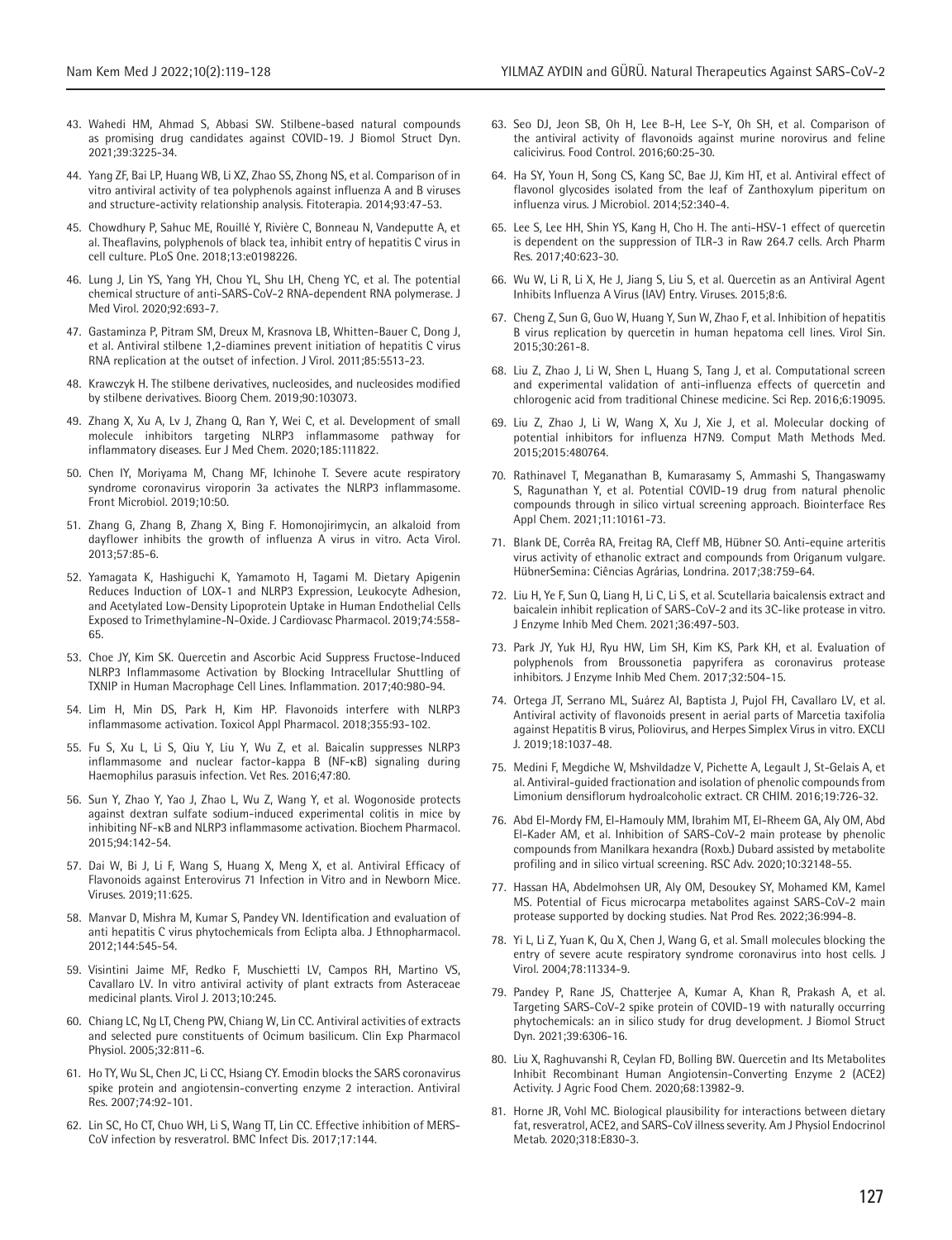43. Wahedi HM, Ahmad S, Abbasi SW. Stilbene-based natural compounds as promising drug candidates against COVID-19. J Biomol Struct Dyn. 2021;39:3225-34.

44. Yang ZF, Bai LP, Huang WB, Li XZ, Zhao SS, Zhong NS, et al. Comparison of in vitro antiviral activity of tea polyphenols against influenza A and B viruses and structure-activity relationship analysis. Fitoterapia. 2014;93:47-53.

45. Chowdhury P, Sahuc ME, Rouillé Y, Rivière C, Bonneau N, Vandeputte A, et al. Theaflavins, polyphenols of black tea, inhibit entry of hepatitis C virus in cell culture. PLoS One. 2018;13:e0198226.

46. Lung J, Lin YS, Yang YH, Chou YL, Shu LH, Cheng YC, et al. The potential chemical structure of anti-SARS-CoV-2 RNA-dependent RNA polymerase. J Med Virol. 2020;92:693-7.

47. Gastaminza P, Pitram SM, Dreux M, Krasnova LB, Whitten-Bauer C, Dong J, et al. Antiviral stilbene 1,2-diamines prevent initiation of hepatitis C virus RNA replication at the outset of infection. J Virol. 2011;85:5513-23.

48. Krawczyk H. The stilbene derivatives, nucleosides, and nucleosides modified by stilbene derivatives. Bioorg Chem. 2019;90:103073.

49. Zhang X, Xu A, Lv J, Zhang Q, Ran Y, Wei C, et al. Development of small molecule inhibitors targeting NLRP3 inflammasome pathway for inflammatory diseases. Eur J Med Chem. 2020;185:111822.

50. Chen IY, Moriyama M, Chang MF, Ichinohe T. Severe acute respiratory syndrome coronavirus viroporin 3a activates the NLRP3 inflammasome. Front Microbiol. 2019;10:50.

51. Zhang G, Zhang B, Zhang X, Bing F. Homonojirimycin, an alkaloid from dayflower inhibits the growth of influenza A virus in vitro. Acta Virol. 2013;57:85-6.

52. Yamagata K, Hashiguchi K, Yamamoto H, Tagami M. Dietary Apigenin Reduces Induction of LOX-1 and NLRP3 Expression, Leukocyte Adhesion, and Acetylated Low-Density Lipoprotein Uptake in Human Endothelial Cells Exposed to Trimethylamine-N-Oxide. J Cardiovasc Pharmacol. 2019;74:558-65.

53. Choe JY, Kim SK. Quercetin and Ascorbic Acid Suppress Fructose-Induced NLRP3 Inflammasome Activation by Blocking Intracellular Shuttling of TXNIP in Human Macrophage Cell Lines. Inflammation. 2017;40:980-94.

54. Lim H, Min DS, Park H, Kim HP. Flavonoids interfere with NLRP3 inflammasome activation. Toxicol Appl Pharmacol. 2018;355:93-102.

55. Fu S, Xu L, Li S, Qiu Y, Liu Y, Wu Z, et al. Baicalin suppresses NLRP3 inflammasome and nuclear factor-kappa B (NF-κB) signaling during Haemophilus parasuis infection. Vet Res. 2016;47:80.

56. Sun Y, Zhao Y, Yao J, Zhao L, Wu Z, Wang Y, et al. Wogonoside protects against dextran sulfate sodium-induced experimental colitis in mice by inhibiting NF-κB and NLRP3 inflammasome activation. Biochem Pharmacol. 2015;94:142-54.

57. Dai W, Bi J, Li F, Wang S, Huang X, Meng X, et al. Antiviral Efficacy of Flavonoids against Enterovirus 71 Infection in Vitro and in Newborn Mice. Viruses. 2019;11:625.

58. Manvar D, Mishra M, Kumar S, Pandey VN. Identification and evaluation of anti hepatitis C virus phytochemicals from Eclipta alba. J Ethnopharmacol. 2012;144:545-54.

59. Visintini Jaime MF, Redko F, Muschietti LV, Campos RH, Martino VS, Cavallaro LV. In vitro antiviral activity of plant extracts from Asteraceae medicinal plants. Virol J. 2013;10:245.

60. Chiang LC, Ng LT, Cheng PW, Chiang W, Lin CC. Antiviral activities of extracts and selected pure constituents of Ocimum basilicum. Clin Exp Pharmacol Physiol. 2005;32:811-6.

61. Ho TY, Wu SL, Chen JC, Li CC, Hsiang CY. Emodin blocks the SARS coronavirus spike protein and angiotensin-converting enzyme 2 interaction. Antiviral Res. 2007;74:92-101.

62. Lin SC, Ho CT, Chuo WH, Li S, Wang TT, Lin CC. Effective inhibition of MERS-CoV infection by resveratrol. BMC Infect Dis. 2017;17:144.

63. Seo DJ, Jeon SB, Oh H, Lee B-H, Lee S-Y, Oh SH, et al. Comparison of the antiviral activity of flavonoids against murine norovirus and feline calicivirus. Food Control. 2016;60:25-30.

64. Ha SY, Youn H, Song CS, Kang SC, Bae JJ, Kim HT, et al. Antiviral effect of flavonol glycosides isolated from the leaf of Zanthoxylum piperitum on influenza virus. J Microbiol. 2014;52:340-4.

65. Lee S, Lee HH, Shin YS, Kang H, Cho H. The anti-HSV-1 effect of quercetin is dependent on the suppression of TLR-3 in Raw 264.7 cells. Arch Pharm Res. 2017;40:623-30.

66. Wu W, Li R, Li X, He J, Jiang S, Liu S, et al. Quercetin as an Antiviral Agent Inhibits Influenza A Virus (IAV) Entry. Viruses. 2015;8:6.

67. Cheng Z, Sun G, Guo W, Huang Y, Sun W, Zhao F, et al. Inhibition of hepatitis B virus replication by quercetin in human hepatoma cell lines. Virol Sin. 2015;30:261-8.

68. Liu Z, Zhao J, Li W, Shen L, Huang S, Tang J, et al. Computational screen and experimental validation of anti-influenza effects of quercetin and chlorogenic acid from traditional Chinese medicine. Sci Rep. 2016;6:19095.

69. Liu Z, Zhao J, Li W, Wang X, Xu J, Xie J, et al. Molecular docking of potential inhibitors for influenza H7N9. Comput Math Methods Med. 2015;2015:480764.

70. Rathinavel T, Meganathan B, Kumarasamy S, Ammashi S, Thangaswamy S, Ragunathan Y, et al. Potential COVID-19 drug from natural phenolic compounds through in silico virtual screening approach. Biointerface Res Appl Chem. 2021;11:10161-73.

71. Blank DE, Corrêa RA, Freitag RA, Cleff MB, Hübner SO. Anti-equine arteritis virus activity of ethanolic extract and compounds from Origanum vulgare. HübnerSemina: Ciências Agrárias, Londrina. 2017;38:759-64.

72. Liu H, Ye F, Sun Q, Liang H, Li C, Li S, et al. Scutellaria baicalensis extract and baicalein inhibit replication of SARS-CoV-2 and its 3C-like protease in vitro. J Enzyme Inhib Med Chem. 2021;36:497-503.

73. Park JY, Yuk HJ, Ryu HW, Lim SH, Kim KS, Park KH, et al. Evaluation of polyphenols from Broussonetia papyrifera as coronavirus protease inhibitors. J Enzyme Inhib Med Chem. 2017;32:504-15.

74. Ortega JT, Serrano ML, Suárez AI, Baptista J, Pujol FH, Cavallaro LV, et al. Antiviral activity of flavonoids present in aerial parts of Marcetia taxifolia against Hepatitis B virus, Poliovirus, and Herpes Simplex Virus in vitro. EXCLI J. 2019;18:1037-48.

75. Medini F, Megdiche W, Mshvildadze V, Pichette A, Legault J, St-Gelais A, et al. Antiviral-guided fractionation and isolation of phenolic compounds from Limonium densiflorum hydroalcoholic extract. CR CHIM. 2016;19:726-32.

76. Abd El-Mordy FM, El-Hamouly MM, Ibrahim MT, El-Rheem GA, Aly OM, Abd El-Kader AM, et al. Inhibition of SARS-CoV-2 main protease by phenolic compounds from Manilkara hexandra (Roxb.) Dubard assisted by metabolite profiling and in silico virtual screening. RSC Adv. 2020;10:32148-55.

77. Hassan HA, Abdelmohsen UR, Aly OM, Desoukey SY, Mohamed KM, Kamel MS. Potential of Ficus microcarpa metabolites against SARS-CoV-2 main protease supported by docking studies. Nat Prod Res. 2022;36:994-8.

78. Yi L, Li Z, Yuan K, Qu X, Chen J, Wang G, et al. Small molecules blocking the entry of severe acute respiratory syndrome coronavirus into host cells. J Virol. 2004;78:11334-9.

79. Pandey P, Rane JS, Chatterjee A, Kumar A, Khan R, Prakash A, et al. Targeting SARS-CoV-2 spike protein of COVID-19 with naturally occurring phytochemicals: an in silico study for drug development. J Biomol Struct Dyn. 2021;39:6306-16.

80. Liu X, Raghuvanshi R, Ceylan FD, Bolling BW. Quercetin and Its Metabolites Inhibit Recombinant Human Angiotensin-Converting Enzyme 2 (ACE2) Activity. J Agric Food Chem. 2020;68:13982-9.

81. Horne JR, Vohl MC. Biological plausibility for interactions between dietary fat, resveratrol, ACE2, and SARS-CoV illness severity. Am J Physiol Endocrinol Metab. 2020;318:E830-3.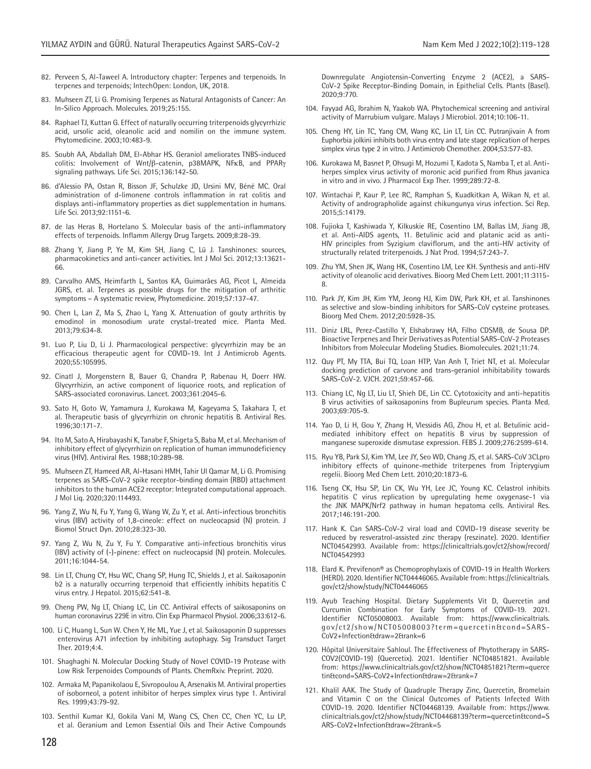82. Perveen S, Al-Taweel A. Introductory chapter: Terpenes and terpenoids. In terpenes and terpenoids; IntechOpen: London, UK, 2018.

83. Muhseen ZT, Li G. Promising Terpenes as Natural Antagonists of Cancer: An In-Silico Approach. Molecules. 2019;25:155.

84. Raphael TJ, Kuttan G. Effect of naturally occurring triterpenoids glycyrrhizic acid, ursolic acid, oleanolic acid and nomilin on the immune system. Phytomedicine. 2003;10:483-9.

85. Soubh AA, Abdallah DM, El-Abhar HS. Geraniol ameliorates TNBS-induced colitis: Involvement of Wnt/β-catenin, p38MAPK, NFκB, and PPARγ signaling pathways. Life Sci. 2015;136:142-50.

86. d'Alessio PA, Ostan R, Bisson JF, Schulzke JD, Ursini MV, Béné MC. Oral administration of d-limonene controls inflammation in rat colitis and displays anti-inflammatory properties as diet supplementation in humans. Life Sci. 2013;92:1151-6.

87. de las Heras B, Hortelano S. Molecular basis of the anti-inflammatory effects of terpenoids. Inflamm Allergy Drug Targets. 2009;8:28-39.

88. Zhang Y, Jiang P, Ye M, Kim SH, Jiang C, Lü J. Tanshinones: sources, pharmacokinetics and anti-cancer activities. Int J Mol Sci. 2012;13:13621-66.

89. Carvalho AMS, Heimfarth L, Santos KA, Guimarães AG, Picot L, Almeida JGRS, et. al. Terpenes as possible drugs for the mitigation of arthritic symptoms – A systematic review, Phytomedicine. 2019;57:137-47.

90. Chen L, Lan Z, Ma S, Zhao L, Yang X. Attenuation of gouty arthritis by emodinol in monosodium urate crystal-treated mice. Planta Med. 2013;79:634-8.

91. Luo P, Liu D, Li J. Pharmacological perspective: glycyrrhizin may be an efficacious therapeutic agent for COVID-19. Int J Antimicrob Agents. 2020;55:105995.

92. Cinatl J, Morgenstern B, Bauer G, Chandra P, Rabenau H, Doerr HW. Glycyrrhizin, an active component of liquorice roots, and replication of SARS-associated coronavirus. Lancet. 2003;361:2045-6.

93. Sato H, Goto W, Yamamura J, Kurokawa M, Kageyama S, Takahara T, et al. Therapeutic basis of glycyrrhizin on chronic hepatitis B. Antiviral Res. 1996;30:171-7.

94. Ito M, Sato A, Hirabayashi K, Tanabe F, Shigeta S, Baba M, et al. Mechanism of inhibitory effect of glycyrrhizin on replication of human immunodeficiency virus (HIV). Antiviral Res. 1988;10:289-98.

95. Muhseen ZT, Hameed AR, Al-Hasani HMH, Tahir Ul Qamar M, Li G. Promising terpenes as SARS-CoV-2 spike receptor-binding domain (RBD) attachment inhibitors to the human ACE2 receptor: Integrated computational approach. J Mol Liq. 2020;320:114493.

96. Yang Z, Wu N, Fu Y, Yang G, Wang W, Zu Y, et al. Anti-infectious bronchitis virus (IBV) activity of 1,8-cineole: effect on nucleocapsid (N) protein. J Biomol Struct Dyn. 2010;28:323-30.

97. Yang Z, Wu N, Zu Y, Fu Y. Comparative anti-infectious bronchitis virus (IBV) activity of (-)-pinene: effect on nucleocapsid (N) protein. Molecules. 2011;16:1044-54.

98. Lin LT, Chung CY, Hsu WC, Chang SP, Hung TC, Shields J, et al. Saikosaponin b2 is a naturally occurring terpenoid that efficiently inhibits hepatitis C virus entry. J Hepatol. 2015;62:541-8.

99. Cheng PW, Ng LT, Chiang LC, Lin CC. Antiviral effects of saikosaponins on human coronavirus 229E in vitro. Clin Exp Pharmacol Physiol. 2006;33:612-6.

100. Li C, Huang L, Sun W. Chen Y, He ML, Yue J, et al. Saikosaponin D suppresses enterovirus A71 infection by inhibiting autophagy. Sig Transduct Target Ther. 2019;4:4.

101. Shaghaghi N. Molecular Docking Study of Novel COVID-19 Protease with Low Risk Terpenoides Compounds of Plants. ChemRxiv. Preprint. 2020.

102. Armaka M, Papanikolaou E, Sivropoulou A, Arsenakis M. Antiviral properties of isoborneol, a potent inhibitor of herpes simplex virus type 1. Antiviral Res. 1999;43:79-92.

103. Senthil Kumar KJ, Gokila Vani M, Wang CS, Chen CC, Chen YC, Lu LP, et al. Geranium and Lemon Essential Oils and Their Active Compounds Downregulate Angiotensin-Converting Enzyme 2 (ACE2), a SARS-CoV-2 Spike Receptor-Binding Domain, in Epithelial Cells. Plants (Basel). 2020;9:770.

104. Fayyad AG, Ibrahim N, Yaakob WA. Phytochemical screening and antiviral activity of Marrubium vulgare. Malays J Microbiol. 2014;10:106-11.

105. Cheng HY, Lin TC, Yang CM, Wang KC, Lin LT, Lin CC. Putranjivain A from Euphorbia jolkini inhibits both virus entry and late stage replication of herpes simplex virus type 2 in vitro. J Antimicrob Chemother. 2004;53:577-83.

106. Kurokawa M, Basnet P, Ohsugi M, Hozumi T, Kadota S, Namba T, et al. Anti-herpes simplex virus activity of moronic acid purified from Rhus javanica in vitro and in vivo. J Pharmacol Exp Ther. 1999;289:72-8.

107. Wintachai P, Kaur P, Lee RC, Ramphan S, Kuadkitkan A, Wikan N, et al. Activity of andrographolide against chikungunya virus infection. Sci Rep. 2015;5:14179.

108. Fujioka T, Kashiwada Y, Kilkuskie RE, Cosentino LM, Ballas LM, Jiang JB, et al. Anti-AIDS agents, 11. Betulinic acid and platanic acid as anti-HIV principles from Syzigium claviflorum, and the anti-HIV activity of structurally related triterpenoids. J Nat Prod. 1994;57:243-7.

109. Zhu YM, Shen JK, Wang HK, Cosentino LM, Lee KH. Synthesis and anti-HIV activity of oleanolic acid derivatives. Bioorg Med Chem Lett. 2001;11:3115-8.

110. Park JY, Kim JH, Kim YM, Jeong HJ, Kim DW, Park KH, et al. Tanshinones as selective and slow-binding inhibitors for SARS-CoV cysteine proteases. Bioorg Med Chem. 2012;20:5928-35.

111. Diniz LRL, Perez-Castillo Y, Elshabrawy HA, Filho CDSMB, de Sousa DP. Bioactive Terpenes and Their Derivatives as Potential SARS-CoV-2 Proteases Inhibitors from Molecular Modeling Studies. Biomolecules. 2021;11:74.

112. Quy PT, My TTA, Bui TQ, Loan HTP, Van Anh T, Triet NT, et al. Molecular docking prediction of carvone and trans-geraniol inhibitability towards SARS-CoV-2. VJCH. 2021;59:457-66.

113. Chiang LC, Ng LT, Liu LT, Shieh DE, Lin CC. Cytotoxicity and anti-hepatitis B virus activities of saikosaponins from Bupleurum species. Planta Med. 2003;69:705-9.

114. Yao D, Li H, Gou Y, Zhang H, Vlessidis AG, Zhou H, et al. Betulinic acid-mediated inhibitory effect on hepatitis B virus by suppression of manganese superoxide dismutase expression. FEBS J. 2009;276:2599-614.

115. Ryu YB, Park SJ, Kim YM, Lee JY, Seo WD, Chang JS, et al. SARS-CoV 3CLpro inhibitory effects of quinone-methide triterpenes from Tripterygium regelii. Bioorg Med Chem Lett. 2010;20:1873-6.

116. Tseng CK, Hsu SP, Lin CK, Wu YH, Lee JC, Young KC. Celastrol inhibits hepatitis C virus replication by upregulating heme oxygenase-1 via the JNK MAPK/Nrf2 pathway in human hepatoma cells. Antiviral Res. 2017;146:191-200.

117. Hank K. Can SARS-CoV-2 viral load and COVID-19 disease severity be reduced by resveratrol-assisted zinc therapy (reszinate). 2020. Identifier NCT04542993. Available from: https://clinicaltrials.gov/ct2/show/record/NCT04542993

118. Elard K. Previfenon® as Chemoprophylaxis of COVID-19 in Health Workers (HERD). 2020. Identifier NCT04446065. Available from: https://clinicaltrials.gov/ct2/show/study/NCT04446065

119. Ayub Teaching Hospital. Dietary Supplements Vit D, Quercetin and Curcumin Combination for Early Symptoms of COVID-19. 2021. Identifier NCT05008003. Available from: https://www.clinicaltrials.gov/ct2/show/NCT05008003?term=quercetin&cond=SARS-CoV2+Infection&draw=2&rank=6

120. Hôpital Universitaire Sahloul. The Effectiveness of Phytotherapy in SARS-COV2(COVID-19) (Quercetix). 2021. Identifier NCT04851821. Available from: https://www.clinicaltrials.gov/ct2/show/NCT04851821?term=quercetin&cond=SARS-CoV2+Infection&draw=2&rank=7

121. Khalil AAK. The Study of Quadruple Therapy Zinc, Quercetin, Bromelain and Vitamin C on the Clinical Outcomes of Patients Infected With COVID-19. 2020. Identifier NCT04468139. Available from: https://www.clinicaltrials.gov/ct2/show/study/NCT04468139?term=quercetin&cond=SARS-CoV2+Infection&draw=2&rank=5